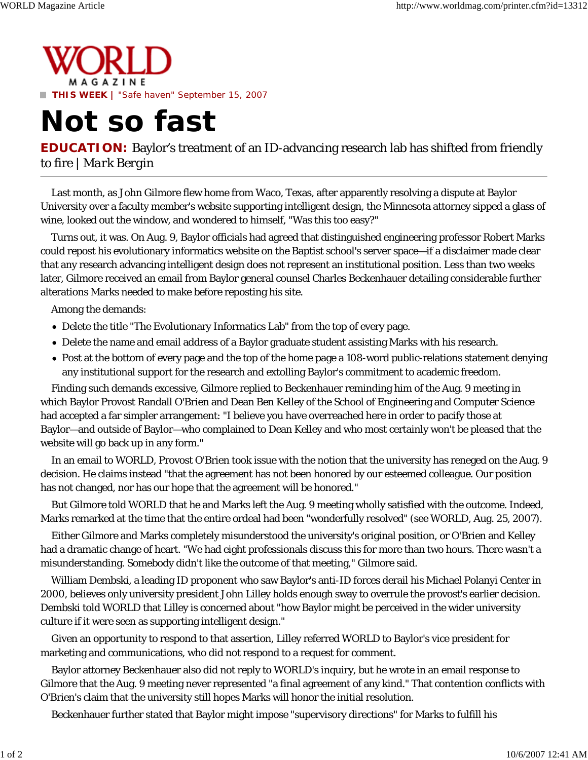WORLD MAGAZINE

**THIS WEEK** | "Safe haven" September 15, 2007

# Not so fast

**EDUCATION:** Baylor's treatment of an ID-advancing research lab has shifted from friendly to fire | *Mark Bergin*

Last month, as John Gilmore flew home from Waco, Texas, after apparently resolving a dispute at Baylor University over a faculty member's website supporting intelligent design, the Minnesota attorney sipped a glass of wine, looked out the window, and wondered to himself, "Was this too easy?"

Turns out, it was. On Aug. 9, Baylor officials had agreed that distinguished engineering professor Robert Marks could repost his evolutionary informatics website on the Baptist school's server space—if a disclaimer made clear that any research advancing intelligent design does not represent an institutional position. Less than two weeks later, Gilmore received an email from Baylor general counsel Charles Beckenhauer detailing considerable further alterations Marks needed to make before reposting his site.

Among the demands:

- Delete the title "The Evolutionary Informatics Lab" from the top of every page.
- Delete the name and email address of a Baylor graduate student assisting Marks with his research.
- Post at the bottom of every page and the top of the home page a 108-word public-relations statement denying any institutional support for the research and extolling Baylor's commitment to academic freedom.

Finding such demands excessive, Gilmore replied to Beckenhauer reminding him of the Aug. 9 meeting in which Baylor Provost Randall O'Brien and Dean Ben Kelley of the School of Engineering and Computer Science had accepted a far simpler arrangement: "I believe you have overreached here in order to pacify those at Baylor—and outside of Baylor—who complained to Dean Kelley and who most certainly won't be pleased that the website will go back up in any form."

In an email to WORLD, Provost O'Brien took issue with the notion that the university has reneged on the Aug. 9 decision. He claims instead "that the agreement has not been honored by our esteemed colleague. Our position has not changed, nor has our hope that the agreement will be honored."

But Gilmore told WORLD that he and Marks left the Aug. 9 meeting wholly satisfied with the outcome. Indeed, Marks remarked at the time that the entire ordeal had been "wonderfully resolved" (see WORLD, Aug. 25, 2007).

Either Gilmore and Marks completely misunderstood the university's original position, or O'Brien and Kelley had a dramatic change of heart. "We had eight professionals discuss this for more than two hours. There wasn't a misunderstanding. Somebody didn't like the outcome of that meeting," Gilmore said.

William Dembski, a leading ID proponent who saw Baylor's anti-ID forces derail his Michael Polanyi Center in 2000, believes only university president John Lilley holds enough sway to overrule the provost's earlier decision. Dembski told WORLD that Lilley is concerned about "how Baylor might be perceived in the wider university culture if it were seen as supporting intelligent design."

Given an opportunity to respond to that assertion, Lilley referred WORLD to Baylor's vice president for marketing and communications, who did not respond to a request for comment.

Baylor attorney Beckenhauer also did not reply to WORLD's inquiry, but he wrote in an email response to Gilmore that the Aug. 9 meeting never represented "a final agreement of any kind." That contention conflicts with O'Brien's claim that the university still hopes Marks will honor the initial resolution.

Beckenhauer further stated that Baylor might impose "supervisory directions" for Marks to fulfill his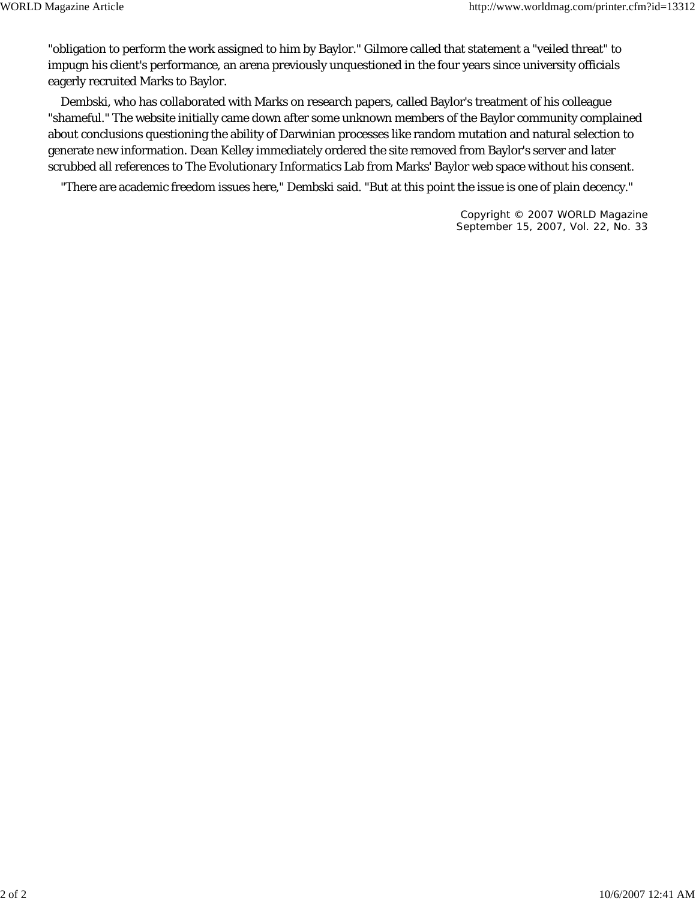"obligation to perform the work assigned to him by Baylor." Gilmore called that statement a "veiled threat" to impugn his client's performance, an arena previously unquestioned in the four years since university officials eagerly recruited Marks to Baylor.

Dembski, who has collaborated with Marks on research papers, called Baylor's treatment of his colleague "shameful." The website initially came down after some unknown members of the Baylor community complained about conclusions questioning the ability of Darwinian processes like random mutation and natural selection to generate new information. Dean Kelley immediately ordered the site removed from Baylor's server and later scrubbed all references to The Evolutionary Informatics Lab from Marks' Baylor web space without his consent.

"There are academic freedom issues here," Dembski said. "But at this point the issue is one of plain decency."

Copyright © 2007 WORLD Magazine
September 15, 2007, Vol. 22, No. 33